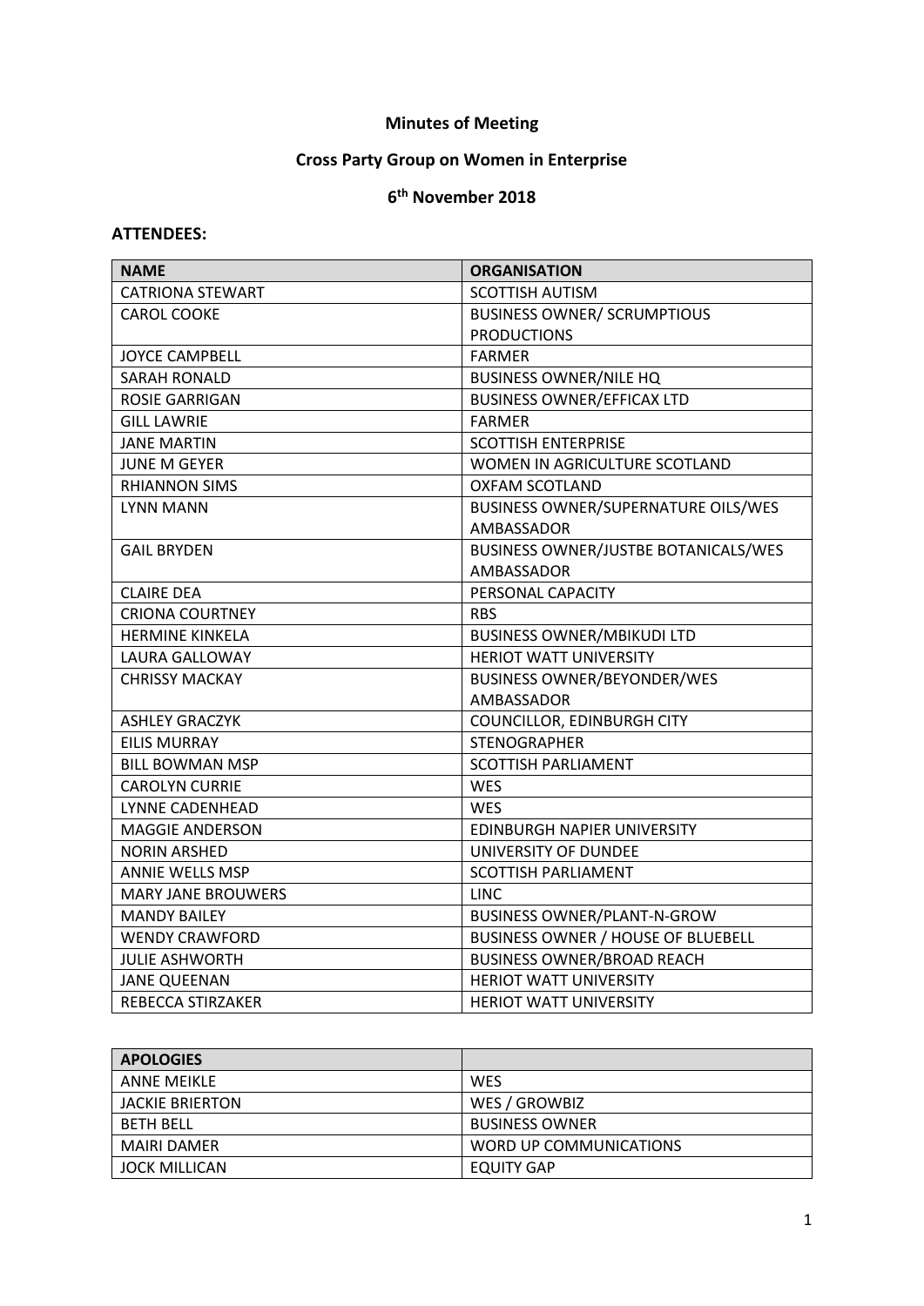**Minutes of Meeting**

**Cross Party Group on Women in Enterprise**

**6th November 2018**

**ATTENDEES:**

| NAME | ORGANISATION |
|---|---|
| CATRIONA STEWART | SCOTTISH AUTISM |
| CAROL COOKE | BUSINESS OWNER/ SCRUMPTIOUS PRODUCTIONS |
| JOYCE CAMPBELL | FARMER |
| SARAH RONALD | BUSINESS OWNER/NILE HQ |
| ROSIE GARRIGAN | BUSINESS OWNER/EFFICAX LTD |
| GILL LAWRIE | FARMER |
| JANE MARTIN | SCOTTISH ENTERPRISE |
| JUNE M GEYER | WOMEN IN AGRICULTURE SCOTLAND |
| RHIANNON SIMS | OXFAM SCOTLAND |
| LYNN MANN | BUSINESS OWNER/SUPERNATURE OILS/WES AMBASSADOR |
| GAIL BRYDEN | BUSINESS OWNER/JUSTBE BOTANICALS/WES AMBASSADOR |
| CLAIRE DEA | PERSONAL CAPACITY |
| CRIONA COURTNEY | RBS |
| HERMINE KINKELA | BUSINESS OWNER/MBIKUDI LTD |
| LAURA GALLOWAY | HERIOT WATT UNIVERSITY |
| CHRISSY MACKAY | BUSINESS OWNER/BEYONDER/WES AMBASSADOR |
| ASHLEY GRACZYK | COUNCILLOR, EDINBURGH CITY |
| EILIS MURRAY | STENOGRAPHER |
| BILL BOWMAN MSP | SCOTTISH PARLIAMENT |
| CAROLYN CURRIE | WES |
| LYNNE CADENHEAD | WES |
| MAGGIE ANDERSON | EDINBURGH NAPIER UNIVERSITY |
| NORIN ARSHED | UNIVERSITY OF DUNDEE |
| ANNIE WELLS MSP | SCOTTISH PARLIAMENT |
| MARY JANE BROUWERS | LINC |
| MANDY BAILEY | BUSINESS OWNER/PLANT-N-GROW |
| WENDY CRAWFORD | BUSINESS OWNER / HOUSE OF BLUEBELL |
| JULIE ASHWORTH | BUSINESS OWNER/BROAD REACH |
| JANE QUEENAN | HERIOT WATT UNIVERSITY |
| REBECCA STIRZAKER | HERIOT WATT UNIVERSITY |

| APOLOGIES | |
|---|---|
| ANNE MEIKLE | WES |
| JACKIE BRIERTON | WES / GROWBIZ |
| BETH BELL | BUSINESS OWNER |
| MAIRI DAMER | WORD UP COMMUNICATIONS |
| JOCK MILLICAN | EQUITY GAP |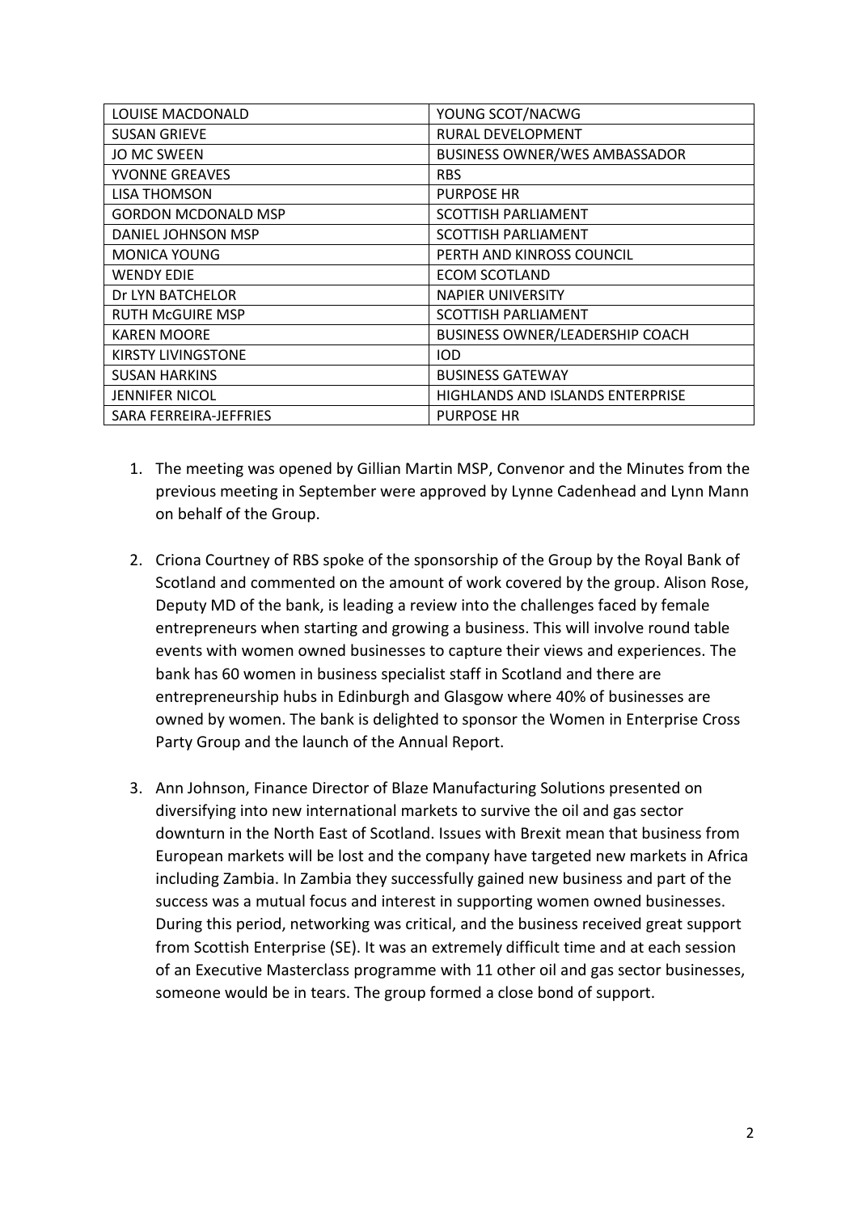| LOUISE MACDONALD | YOUNG SCOT/NACWG |
| --- | --- |
| SUSAN GRIEVE | RURAL DEVELOPMENT |
| JO MC SWEEN | BUSINESS OWNER/WES AMBASSADOR |
| YVONNE GREAVES | RBS |
| LISA THOMSON | PURPOSE HR |
| GORDON MCDONALD MSP | SCOTTISH PARLIAMENT |
| DANIEL JOHNSON MSP | SCOTTISH PARLIAMENT |
| MONICA YOUNG | PERTH AND KINROSS COUNCIL |
| WENDY EDIE | ECOM SCOTLAND |
| Dr LYN BATCHELOR | NAPIER UNIVERSITY |
| RUTH McGUIRE MSP | SCOTTISH PARLIAMENT |
| KAREN MOORE | BUSINESS OWNER/LEADERSHIP COACH |
| KIRSTY LIVINGSTONE | IOD |
| SUSAN HARKINS | BUSINESS GATEWAY |
| JENNIFER NICOL | HIGHLANDS AND ISLANDS ENTERPRISE |
| SARA FERREIRA-JEFFRIES | PURPOSE HR |

1. The meeting was opened by Gillian Martin MSP, Convenor and the Minutes from the previous meeting in September were approved by Lynne Cadenhead and Lynn Mann on behalf of the Group.

2. Criona Courtney of RBS spoke of the sponsorship of the Group by the Royal Bank of Scotland and commented on the amount of work covered by the group. Alison Rose, Deputy MD of the bank, is leading a review into the challenges faced by female entrepreneurs when starting and growing a business. This will involve round table events with women owned businesses to capture their views and experiences. The bank has 60 women in business specialist staff in Scotland and there are entrepreneurship hubs in Edinburgh and Glasgow where 40% of businesses are owned by women. The bank is delighted to sponsor the Women in Enterprise Cross Party Group and the launch of the Annual Report.

3. Ann Johnson, Finance Director of Blaze Manufacturing Solutions presented on diversifying into new international markets to survive the oil and gas sector downturn in the North East of Scotland. Issues with Brexit mean that business from European markets will be lost and the company have targeted new markets in Africa including Zambia. In Zambia they successfully gained new business and part of the success was a mutual focus and interest in supporting women owned businesses. During this period, networking was critical, and the business received great support from Scottish Enterprise (SE). It was an extremely difficult time and at each session of an Executive Masterclass programme with 11 other oil and gas sector businesses, someone would be in tears. The group formed a close bond of support.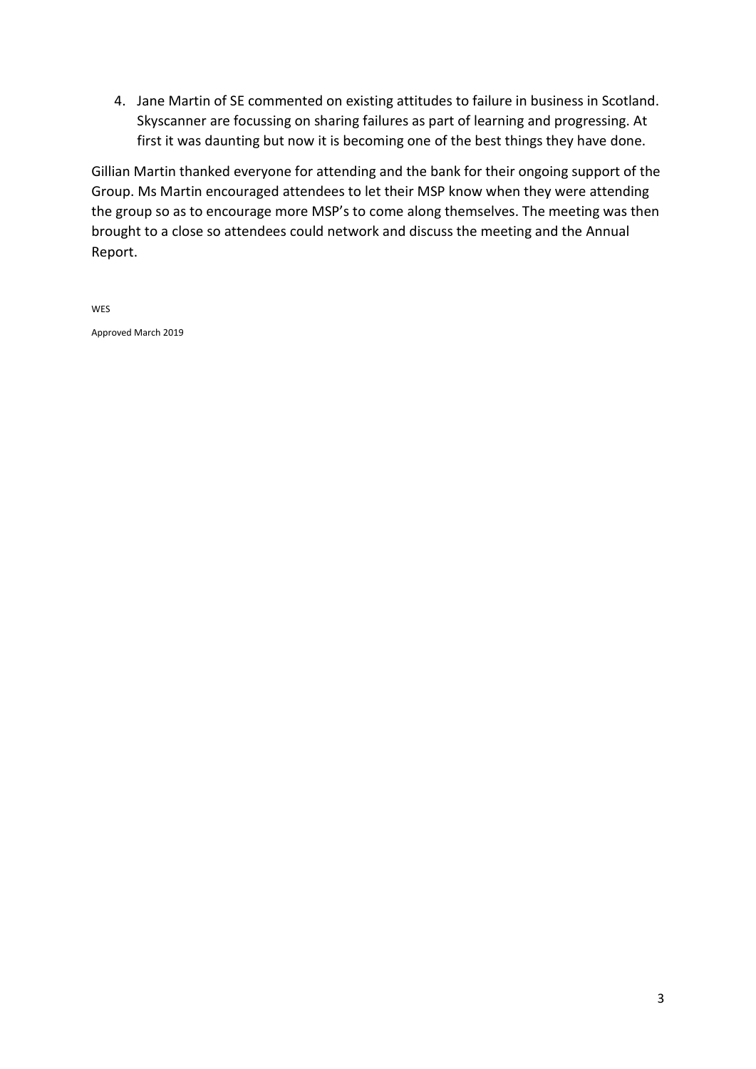4. Jane Martin of SE commented on existing attitudes to failure in business in Scotland. Skyscanner are focussing on sharing failures as part of learning and progressing. At first it was daunting but now it is becoming one of the best things they have done.

Gillian Martin thanked everyone for attending and the bank for their ongoing support of the Group. Ms Martin encouraged attendees to let their MSP know when they were attending the group so as to encourage more MSP's to come along themselves. The meeting was then brought to a close so attendees could network and discuss the meeting and the Annual Report.

WES

Approved March 2019